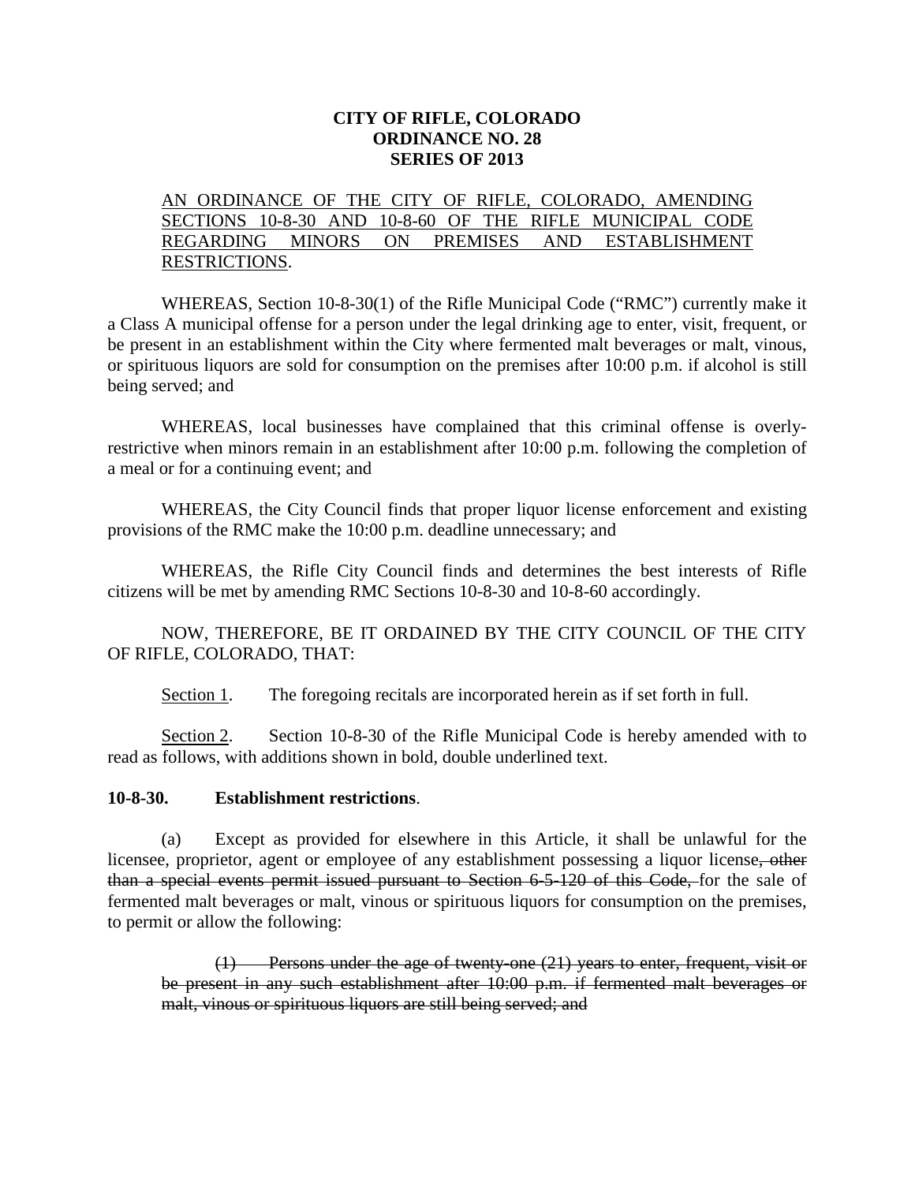**CITY OF RIFLE, COLORADO**
**ORDINANCE NO. 28**
**SERIES OF 2013**

AN ORDINANCE OF THE CITY OF RIFLE, COLORADO, AMENDING SECTIONS 10-8-30 AND 10-8-60 OF THE RIFLE MUNICIPAL CODE REGARDING MINORS ON PREMISES AND ESTABLISHMENT RESTRICTIONS.

WHEREAS, Section 10-8-30(1) of the Rifle Municipal Code ("RMC") currently make it a Class A municipal offense for a person under the legal drinking age to enter, visit, frequent, or be present in an establishment within the City where fermented malt beverages or malt, vinous, or spirituous liquors are sold for consumption on the premises after 10:00 p.m. if alcohol is still being served; and

WHEREAS, local businesses have complained that this criminal offense is overly-restrictive when minors remain in an establishment after 10:00 p.m. following the completion of a meal or for a continuing event; and

WHEREAS, the City Council finds that proper liquor license enforcement and existing provisions of the RMC make the 10:00 p.m. deadline unnecessary; and

WHEREAS, the Rifle City Council finds and determines the best interests of Rifle citizens will be met by amending RMC Sections 10-8-30 and 10-8-60 accordingly.

NOW, THEREFORE, BE IT ORDAINED BY THE CITY COUNCIL OF THE CITY OF RIFLE, COLORADO, THAT:

Section 1. The foregoing recitals are incorporated herein as if set forth in full.

Section 2. Section 10-8-30 of the Rifle Municipal Code is hereby amended with to read as follows, with additions shown in bold, double underlined text.

**10-8-30. Establishment restrictions**.

(a) Except as provided for elsewhere in this Article, it shall be unlawful for the licensee, proprietor, agent or employee of any establishment possessing a liquor license~~, other than a special events permit issued pursuant to Section 6-5-120 of this Code,~~ for the sale of fermented malt beverages or malt, vinous or spirituous liquors for consumption on the premises, to permit or allow the following:

~~(1) Persons under the age of twenty-one (21) years to enter, frequent, visit or be present in any such establishment after 10:00 p.m. if fermented malt beverages or malt, vinous or spirituous liquors are still being served; and~~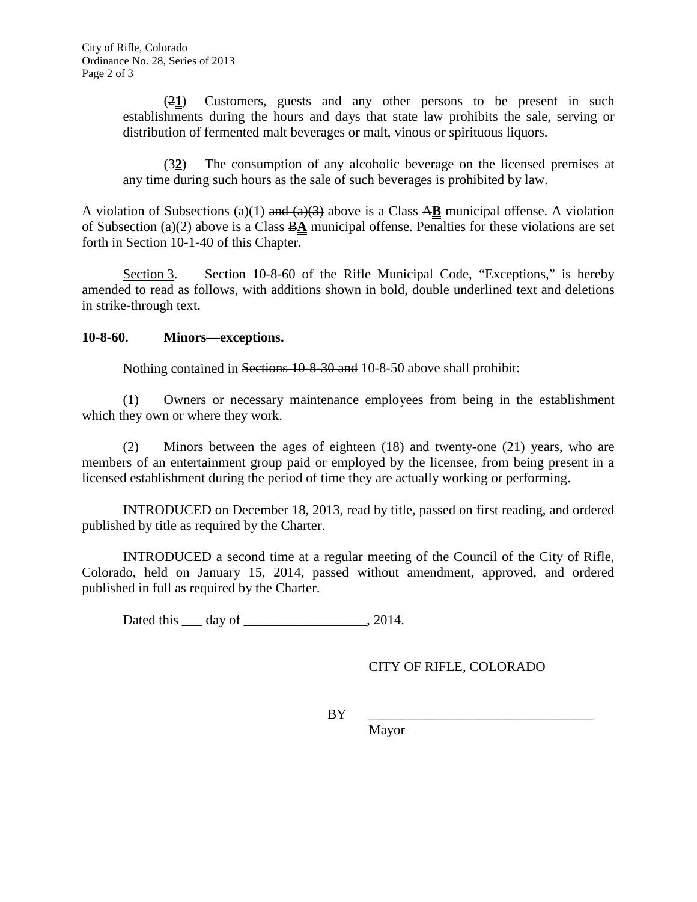(~~2~~**1**) Customers, guests and any other persons to be present in such establishments during the hours and days that state law prohibits the sale, serving or distribution of fermented malt beverages or malt, vinous or spirituous liquors.

(~~3~~**2**) The consumption of any alcoholic beverage on the licensed premises at any time during such hours as the sale of such beverages is prohibited by law.

A violation of Subsections (a)(1) ~~and (a)(3)~~ above is a Class ~~A~~**B** municipal offense. A violation of Subsection (a)(2) above is a Class ~~B~~**A** municipal offense. Penalties for these violations are set forth in Section 10-1-40 of this Chapter.

Section 3. Section 10-8-60 of the Rifle Municipal Code, "Exceptions," is hereby amended to read as follows, with additions shown in bold, double underlined text and deletions in strike-through text.

**10-8-60. Minors—exceptions.**

Nothing contained in ~~Sections 10-8-30 and~~ 10-8-50 above shall prohibit:

(1) Owners or necessary maintenance employees from being in the establishment which they own or where they work.

(2) Minors between the ages of eighteen (18) and twenty-one (21) years, who are members of an entertainment group paid or employed by the licensee, from being present in a licensed establishment during the period of time they are actually working or performing.

INTRODUCED on December 18, 2013, read by title, passed on first reading, and ordered published by title as required by the Charter.

INTRODUCED a second time at a regular meeting of the Council of the City of Rifle, Colorado, held on January 15, 2014, passed without amendment, approved, and ordered published in full as required by the Charter.

Dated this ___ day of __________________, 2014.

CITY OF RIFLE, COLORADO

BY _________________________________
Mayor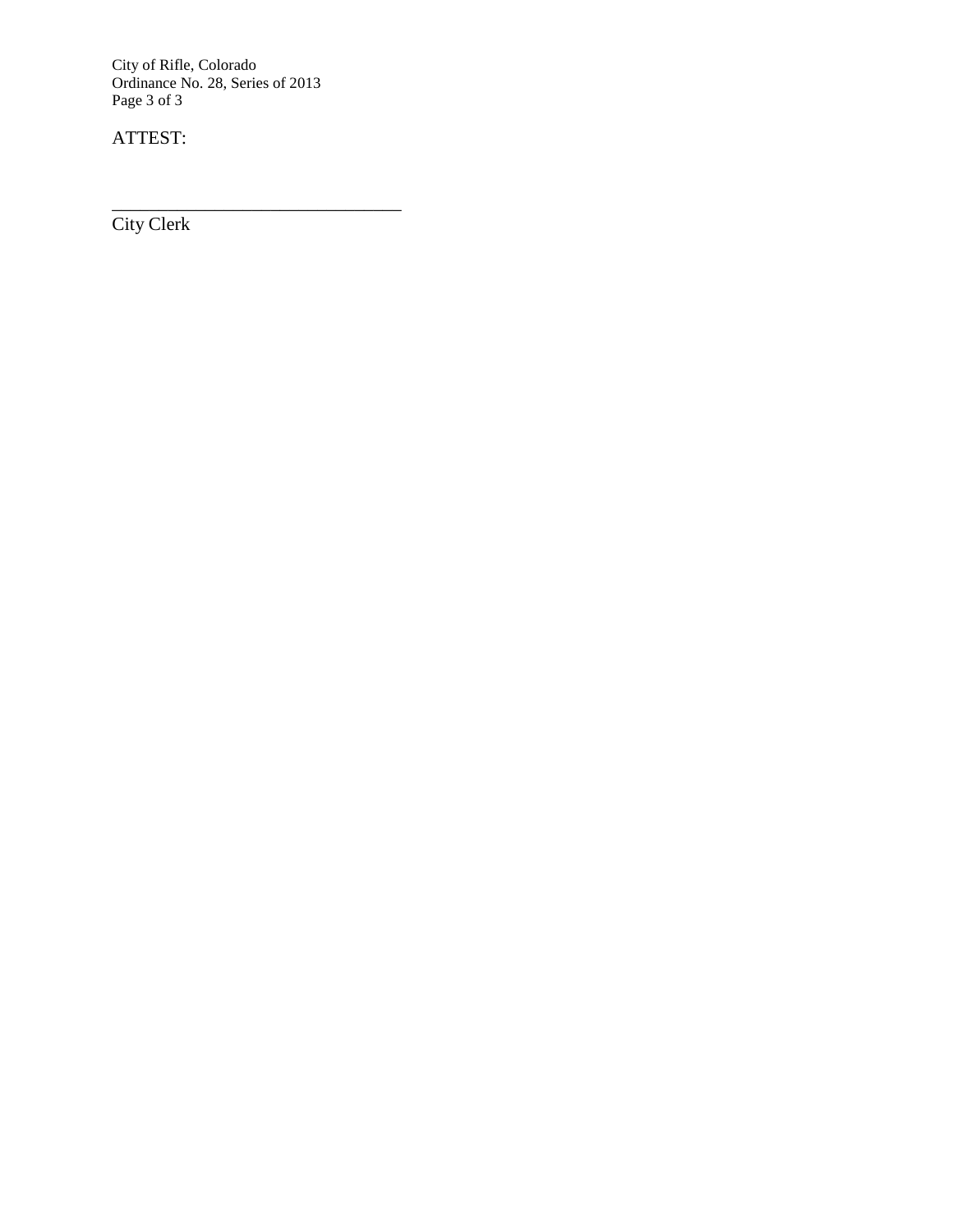ATTEST:

________________________________
City Clerk